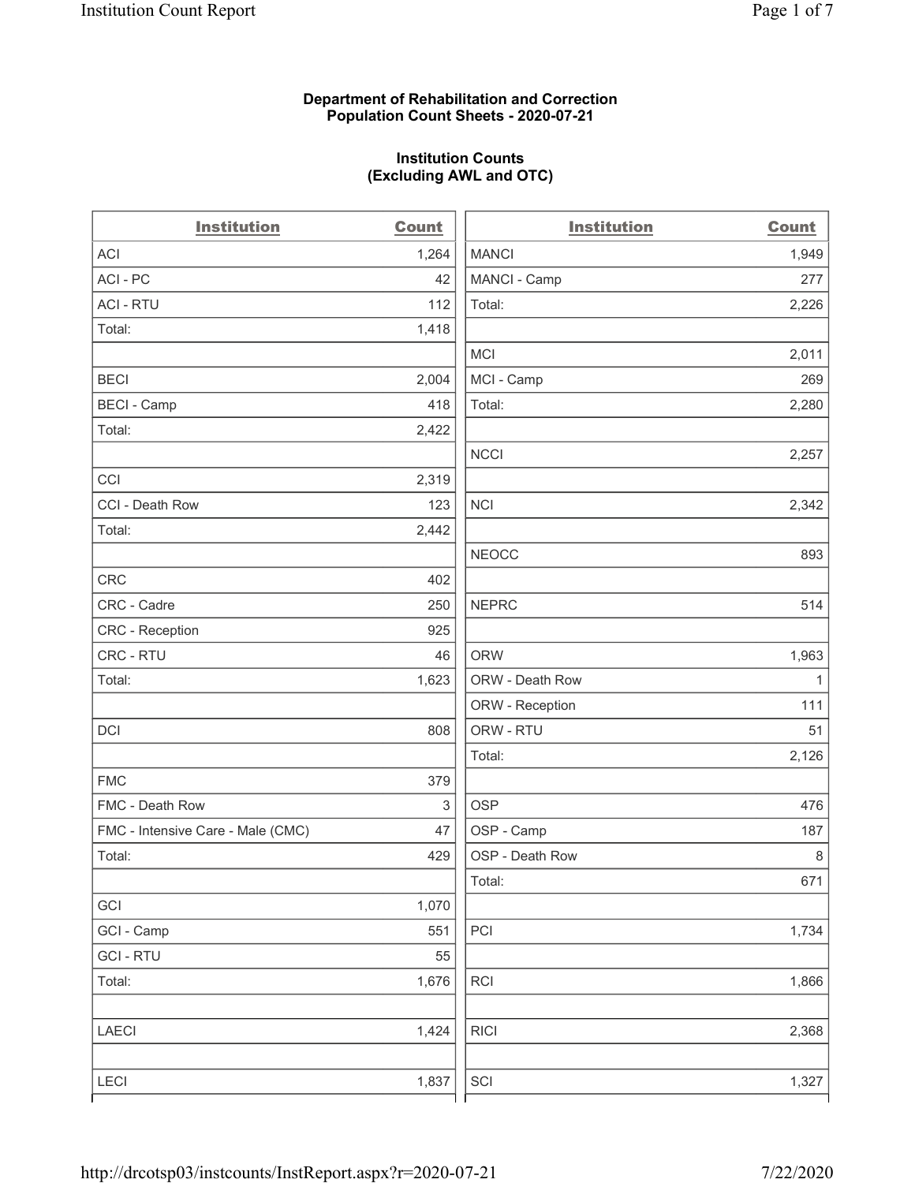# Department of Rehabilitation and Correction
# Population Count Sheets - 2020-07-21

## Institution Counts
## (Excluding AWL and OTC)

| Institution | Count |
|---|---|
| ACI | 1,264 |
| ACI - PC | 42 |
| ACI - RTU | 112 |
| Total: | 1,418 |
| | |
| BECI | 2,004 |
| BECI - Camp | 418 |
| Total: | 2,422 |
| | |
| CCI | 2,319 |
| CCI - Death Row | 123 |
| Total: | 2,442 |
| | |
| CRC | 402 |
| CRC - Cadre | 250 |
| CRC - Reception | 925 |
| CRC - RTU | 46 |
| Total: | 1,623 |
| | |
| DCI | 808 |
| | |
| FMC | 379 |
| FMC - Death Row | 3 |
| FMC - Intensive Care - Male (CMC) | 47 |
| Total: | 429 |
| | |
| GCI | 1,070 |
| GCI - Camp | 551 |
| GCI - RTU | 55 |
| Total: | 1,676 |
| | |
| LAECI | 1,424 |
| | |
| LECI | 1,837 |

| Institution | Count |
|---|---|
| MANCI | 1,949 |
| MANCI - Camp | 277 |
| Total: | 2,226 |
| | |
| MCI | 2,011 |
| MCI - Camp | 269 |
| Total: | 2,280 |
| | |
| NCCI | 2,257 |
| | |
| NCI | 2,342 |
| | |
| NEOCC | 893 |
| | |
| NEPRC | 514 |
| | |
| ORW | 1,963 |
| ORW - Death Row | 1 |
| ORW - Reception | 111 |
| ORW - RTU | 51 |
| Total: | 2,126 |
| | |
| OSP | 476 |
| OSP - Camp | 187 |
| OSP - Death Row | 8 |
| Total: | 671 |
| | |
| PCI | 1,734 |
| | |
| RCI | 1,866 |
| | |
| RICI | 2,368 |
| | |
| SCI | 1,327 |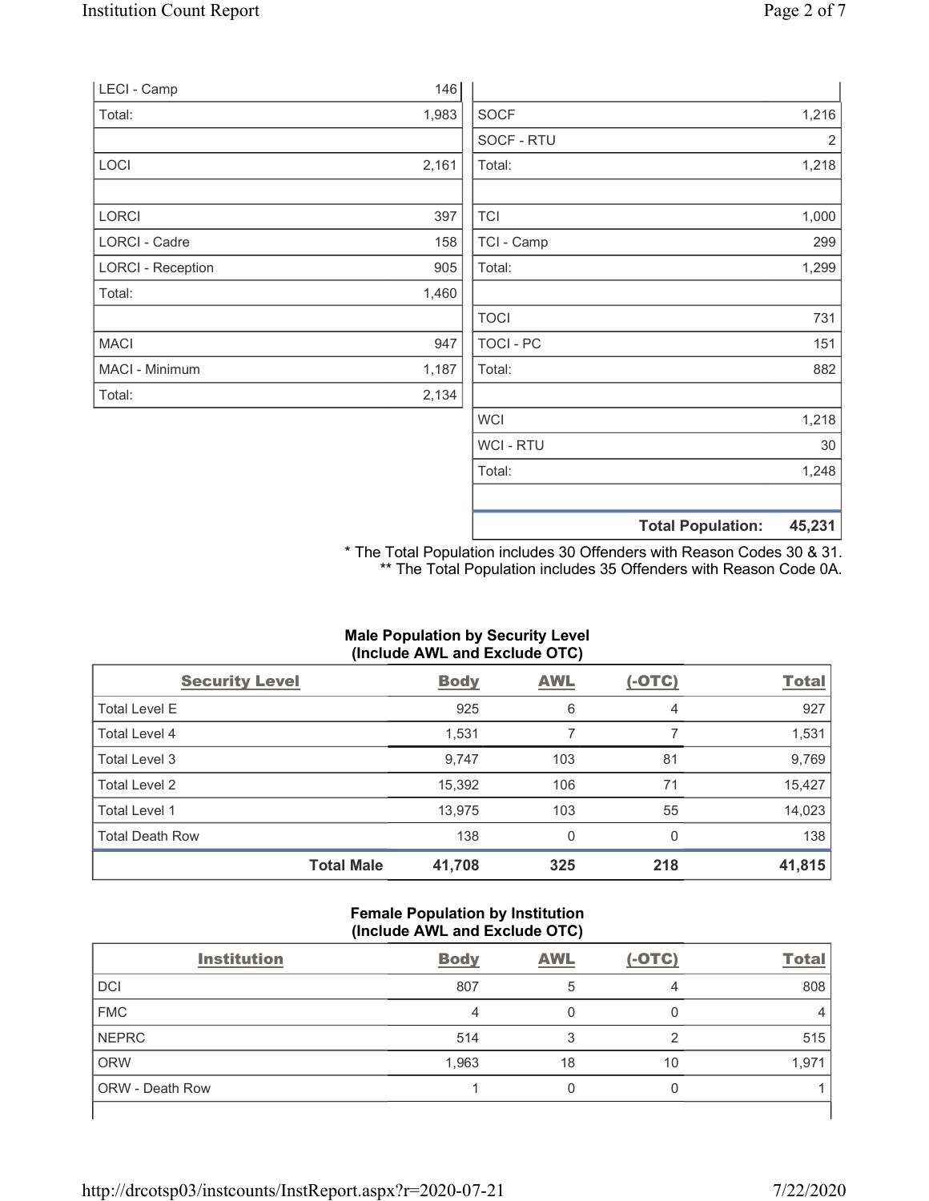| | |
|---|---|
| LECI - Camp | 146 |
| Total: | 1,983 |
| | |
| LOCI | 2,161 |
| | |
| LORCI | 397 |
| LORCI - Cadre | 158 |
| LORCI - Reception | 905 |
| Total: | 1,460 |
| | |
| MACI | 947 |
| MACI - Minimum | 1,187 |
| Total: | 2,134 |

| | |
|---|---|
| SOCF | 1,216 |
| SOCF - RTU | 2 |
| Total: | 1,218 |
| | |
| TCI | 1,000 |
| TCI - Camp | 299 |
| Total: | 1,299 |
| | |
| TOCI | 731 |
| TOCI - PC | 151 |
| Total: | 882 |
| | |
| WCI | 1,218 |
| WCI - RTU | 30 |
| Total: | 1,248 |
| | |
| **Total Population:** | **45,231** |

\* The Total Population includes 30 Offenders with Reason Codes 30 & 31.
\*\* The Total Population includes 35 Offenders with Reason Code 0A.

**Male Population by Security Level**
**(Include AWL and Exclude OTC)**

| Security Level | Body | AWL | (-OTC) | Total |
|---|---|---|---|---|
| Total Level E | 925 | 6 | 4 | 927 |
| Total Level 4 | 1,531 | 7 | 7 | 1,531 |
| Total Level 3 | 9,747 | 103 | 81 | 9,769 |
| Total Level 2 | 15,392 | 106 | 71 | 15,427 |
| Total Level 1 | 13,975 | 103 | 55 | 14,023 |
| Total Death Row | 138 | 0 | 0 | 138 |
| **Total Male** | **41,708** | **325** | **218** | **41,815** |

**Female Population by Institution**
**(Include AWL and Exclude OTC)**

| Institution | Body | AWL | (-OTC) | Total |
|---|---|---|---|---|
| DCI | 807 | 5 | 4 | 808 |
| FMC | 4 | 0 | 0 | 4 |
| NEPRC | 514 | 3 | 2 | 515 |
| ORW | 1,963 | 18 | 10 | 1,971 |
| ORW - Death Row | 1 | 0 | 0 | 1 |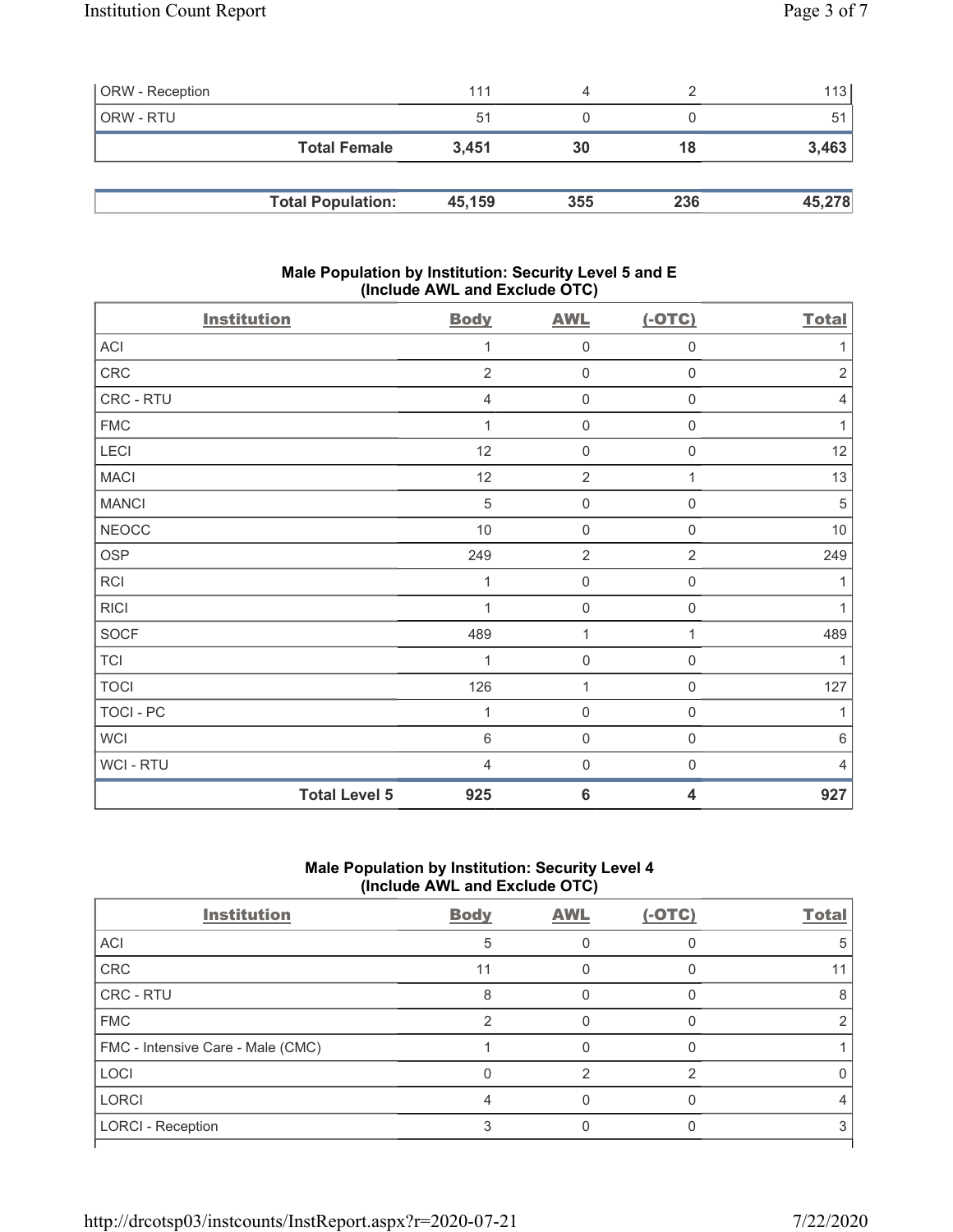| ORW - Reception | 111 | 4 | 2 | 113 |
|---|---|---|---|---|
| ORW - RTU | 51 | 0 | 0 | 51 |
| **Total Female** | **3,451** | **30** | **18** | **3,463** |

| **Total Population:** | **45,159** | **355** | **236** | **45,278** |
|---|---|---|---|---|

### Male Population by Institution: Security Level 5 and E (Include AWL and Exclude OTC)

| Institution | Body | AWL | (-OTC) | Total |
|---|---|---|---|---|
| ACI | 1 | 0 | 0 | 1 |
| CRC | 2 | 0 | 0 | 2 |
| CRC - RTU | 4 | 0 | 0 | 4 |
| FMC | 1 | 0 | 0 | 1 |
| LECI | 12 | 0 | 0 | 12 |
| MACI | 12 | 2 | 1 | 13 |
| MANCI | 5 | 0 | 0 | 5 |
| NEOCC | 10 | 0 | 0 | 10 |
| OSP | 249 | 2 | 2 | 249 |
| RCI | 1 | 0 | 0 | 1 |
| RICI | 1 | 0 | 0 | 1 |
| SOCF | 489 | 1 | 1 | 489 |
| TCI | 1 | 0 | 0 | 1 |
| TOCI | 126 | 1 | 0 | 127 |
| TOCI - PC | 1 | 0 | 0 | 1 |
| WCI | 6 | 0 | 0 | 6 |
| WCI - RTU | 4 | 0 | 0 | 4 |
| **Total Level 5** | **925** | **6** | **4** | **927** |

### Male Population by Institution: Security Level 4 (Include AWL and Exclude OTC)

| Institution | Body | AWL | (-OTC) | Total |
|---|---|---|---|---|
| ACI | 5 | 0 | 0 | 5 |
| CRC | 11 | 0 | 0 | 11 |
| CRC - RTU | 8 | 0 | 0 | 8 |
| FMC | 2 | 0 | 0 | 2 |
| FMC - Intensive Care - Male (CMC) | 1 | 0 | 0 | 1 |
| LOCI | 0 | 2 | 2 | 0 |
| LORCI | 4 | 0 | 0 | 4 |
| LORCI - Reception | 3 | 0 | 0 | 3 |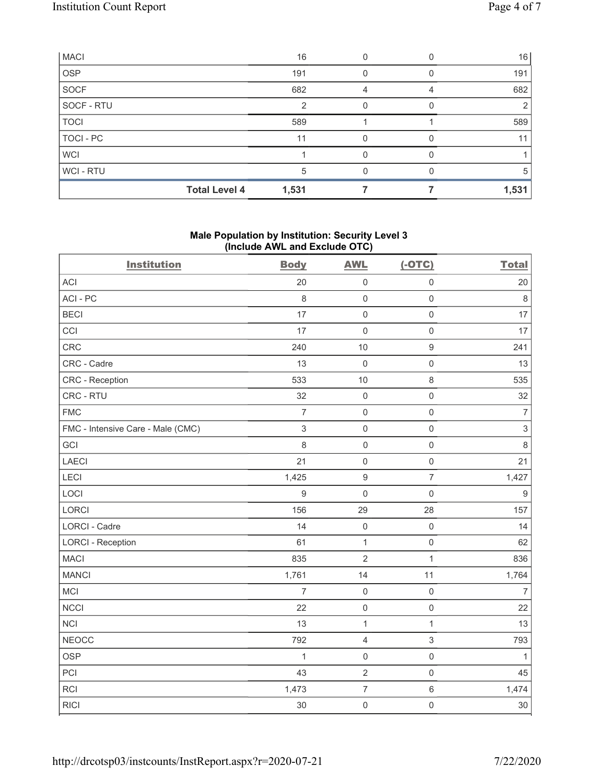| | | | | |
|---|---|---|---|---|
| MACI | 16 | 0 | 0 | 16 |
| OSP | 191 | 0 | 0 | 191 |
| SOCF | 682 | 4 | 4 | 682 |
| SOCF - RTU | 2 | 0 | 0 | 2 |
| TOCI | 589 | 1 | 1 | 589 |
| TOCI - PC | 11 | 0 | 0 | 11 |
| WCI | 1 | 0 | 0 | 1 |
| WCI - RTU | 5 | 0 | 0 | 5 |
| **Total Level 4** | **1,531** | **7** | **7** | **1,531** |

### Male Population by Institution: Security Level 3 (Include AWL and Exclude OTC)

| Institution | Body | AWL | (-OTC) | Total |
|---|---|---|---|---|
| ACI | 20 | 0 | 0 | 20 |
| ACI - PC | 8 | 0 | 0 | 8 |
| BECI | 17 | 0 | 0 | 17 |
| CCI | 17 | 0 | 0 | 17 |
| CRC | 240 | 10 | 9 | 241 |
| CRC - Cadre | 13 | 0 | 0 | 13 |
| CRC - Reception | 533 | 10 | 8 | 535 |
| CRC - RTU | 32 | 0 | 0 | 32 |
| FMC | 7 | 0 | 0 | 7 |
| FMC - Intensive Care - Male (CMC) | 3 | 0 | 0 | 3 |
| GCI | 8 | 0 | 0 | 8 |
| LAECI | 21 | 0 | 0 | 21 |
| LECI | 1,425 | 9 | 7 | 1,427 |
| LOCI | 9 | 0 | 0 | 9 |
| LORCI | 156 | 29 | 28 | 157 |
| LORCI - Cadre | 14 | 0 | 0 | 14 |
| LORCI - Reception | 61 | 1 | 0 | 62 |
| MACI | 835 | 2 | 1 | 836 |
| MANCI | 1,761 | 14 | 11 | 1,764 |
| MCI | 7 | 0 | 0 | 7 |
| NCCI | 22 | 0 | 0 | 22 |
| NCI | 13 | 1 | 1 | 13 |
| NEOCC | 792 | 4 | 3 | 793 |
| OSP | 1 | 0 | 0 | 1 |
| PCI | 43 | 2 | 0 | 45 |
| RCI | 1,473 | 7 | 6 | 1,474 |
| RICI | 30 | 0 | 0 | 30 |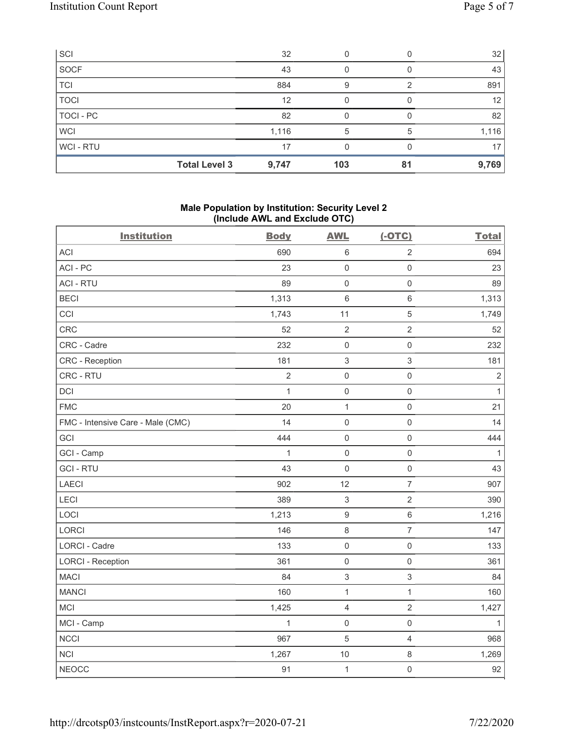| SCI | 32 | 0 | 0 | 32 |
|---|---|---|---|---|
| SOCF | 43 | 0 | 0 | 43 |
| TCI | 884 | 9 | 2 | 891 |
| TOCI | 12 | 0 | 0 | 12 |
| TOCI - PC | 82 | 0 | 0 | 82 |
| WCI | 1,116 | 5 | 5 | 1,116 |
| WCI - RTU | 17 | 0 | 0 | 17 |
| **Total Level 3** | **9,747** | **103** | **81** | **9,769** |

### Male Population by Institution: Security Level 2 (Include AWL and Exclude OTC)

| Institution | Body | AWL | (-OTC) | Total |
|---|---|---|---|---|
| ACI | 690 | 6 | 2 | 694 |
| ACI - PC | 23 | 0 | 0 | 23 |
| ACI - RTU | 89 | 0 | 0 | 89 |
| BECI | 1,313 | 6 | 6 | 1,313 |
| CCI | 1,743 | 11 | 5 | 1,749 |
| CRC | 52 | 2 | 2 | 52 |
| CRC - Cadre | 232 | 0 | 0 | 232 |
| CRC - Reception | 181 | 3 | 3 | 181 |
| CRC - RTU | 2 | 0 | 0 | 2 |
| DCI | 1 | 0 | 0 | 1 |
| FMC | 20 | 1 | 0 | 21 |
| FMC - Intensive Care - Male (CMC) | 14 | 0 | 0 | 14 |
| GCI | 444 | 0 | 0 | 444 |
| GCI - Camp | 1 | 0 | 0 | 1 |
| GCI - RTU | 43 | 0 | 0 | 43 |
| LAECI | 902 | 12 | 7 | 907 |
| LECI | 389 | 3 | 2 | 390 |
| LOCI | 1,213 | 9 | 6 | 1,216 |
| LORCI | 146 | 8 | 7 | 147 |
| LORCI - Cadre | 133 | 0 | 0 | 133 |
| LORCI - Reception | 361 | 0 | 0 | 361 |
| MACI | 84 | 3 | 3 | 84 |
| MANCI | 160 | 1 | 1 | 160 |
| MCI | 1,425 | 4 | 2 | 1,427 |
| MCI - Camp | 1 | 0 | 0 | 1 |
| NCCI | 967 | 5 | 4 | 968 |
| NCI | 1,267 | 10 | 8 | 1,269 |
| NEOCC | 91 | 1 | 0 | 92 |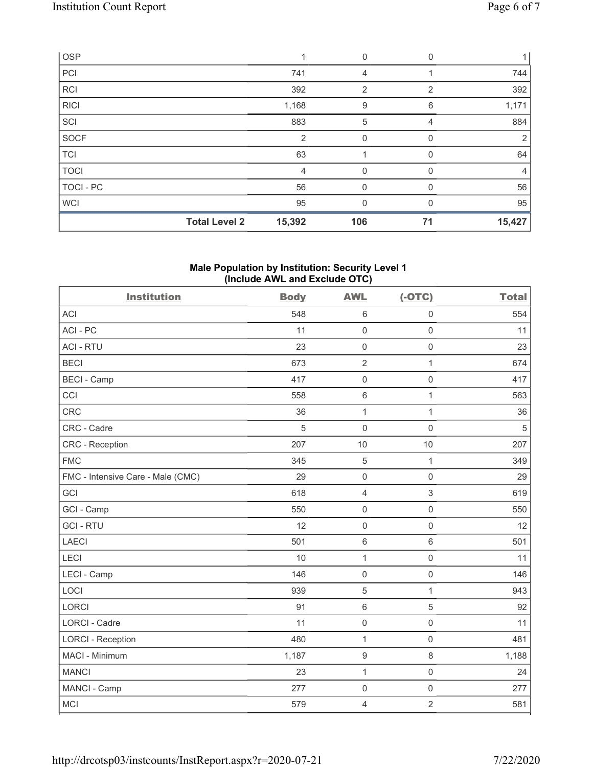| OSP | | 1 | 0 | 0 | 1 |
|---|---|---|---|---|---|
| PCI | | 741 | 4 | 1 | 744 |
| RCI | | 392 | 2 | 2 | 392 |
| RICI | | 1,168 | 9 | 6 | 1,171 |
| SCI | | 883 | 5 | 4 | 884 |
| SOCF | | 2 | 0 | 0 | 2 |
| TCI | | 63 | 1 | 0 | 64 |
| TOCI | | 4 | 0 | 0 | 4 |
| TOCI - PC | | 56 | 0 | 0 | 56 |
| WCI | | 95 | 0 | 0 | 95 |
| | **Total Level 2** | **15,392** | **106** | **71** | **15,427** |

**Male Population by Institution: Security Level 1 (Include AWL and Exclude OTC)**

| Institution | Body | AWL | (-OTC) | Total |
|---|---|---|---|---|
| ACI | 548 | 6 | 0 | 554 |
| ACI - PC | 11 | 0 | 0 | 11 |
| ACI - RTU | 23 | 0 | 0 | 23 |
| BECI | 673 | 2 | 1 | 674 |
| BECI - Camp | 417 | 0 | 0 | 417 |
| CCI | 558 | 6 | 1 | 563 |
| CRC | 36 | 1 | 1 | 36 |
| CRC - Cadre | 5 | 0 | 0 | 5 |
| CRC - Reception | 207 | 10 | 10 | 207 |
| FMC | 345 | 5 | 1 | 349 |
| FMC - Intensive Care - Male (CMC) | 29 | 0 | 0 | 29 |
| GCI | 618 | 4 | 3 | 619 |
| GCI - Camp | 550 | 0 | 0 | 550 |
| GCI - RTU | 12 | 0 | 0 | 12 |
| LAECI | 501 | 6 | 6 | 501 |
| LECI | 10 | 1 | 0 | 11 |
| LECI - Camp | 146 | 0 | 0 | 146 |
| LOCI | 939 | 5 | 1 | 943 |
| LORCI | 91 | 6 | 5 | 92 |
| LORCI - Cadre | 11 | 0 | 0 | 11 |
| LORCI - Reception | 480 | 1 | 0 | 481 |
| MACI - Minimum | 1,187 | 9 | 8 | 1,188 |
| MANCI | 23 | 1 | 0 | 24 |
| MANCI - Camp | 277 | 0 | 0 | 277 |
| MCI | 579 | 4 | 2 | 581 |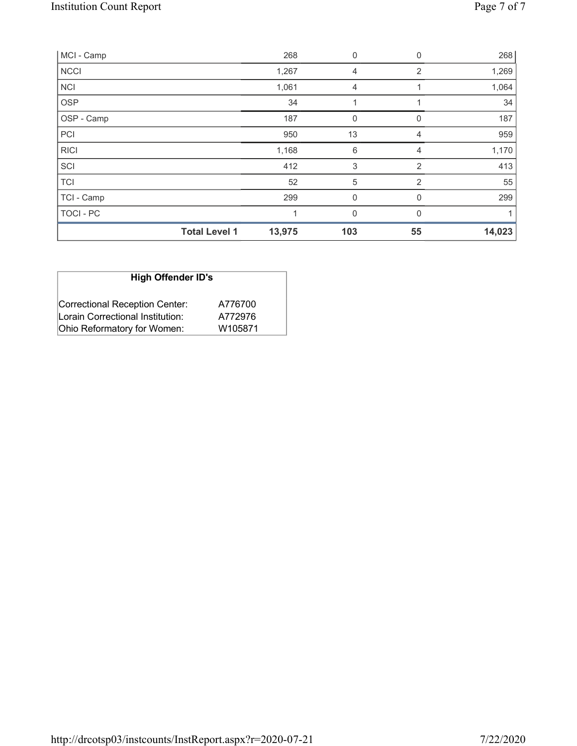| | | | | |
|---|---|---|---|---|
| MCI - Camp | 268 | 0 | 0 | 268 |
| NCCI | 1,267 | 4 | 2 | 1,269 |
| NCI | 1,061 | 4 | 1 | 1,064 |
| OSP | 34 | 1 | 1 | 34 |
| OSP - Camp | 187 | 0 | 0 | 187 |
| PCI | 950 | 13 | 4 | 959 |
| RICI | 1,168 | 6 | 4 | 1,170 |
| SCI | 412 | 3 | 2 | 413 |
| TCI | 52 | 5 | 2 | 55 |
| TCI - Camp | 299 | 0 | 0 | 299 |
| TOCI - PC | 1 | 0 | 0 | 1 |
| **Total Level 1** | **13,975** | **103** | **55** | **14,023** |

| **High Offender ID's** | |
|---|---|
| Correctional Reception Center: | A776700 |
| Lorain Correctional Institution: | A772976 |
| Ohio Reformatory for Women: | W105871 |